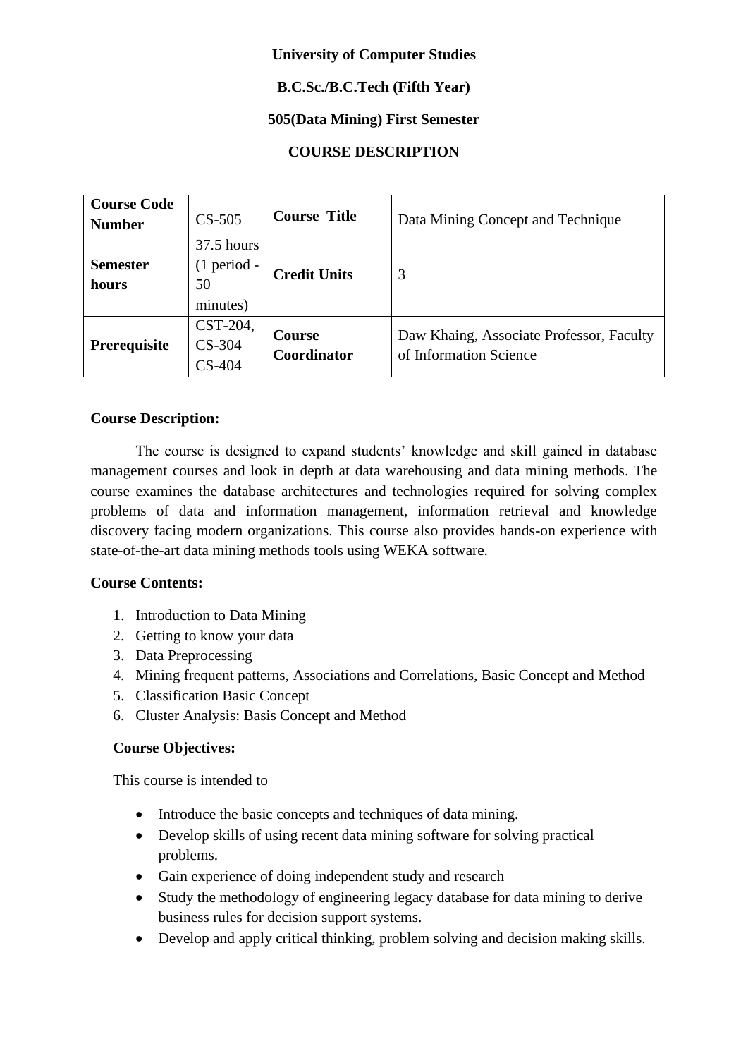**University of Computer Studies**

**B.C.Sc./B.C.Tech (Fifth Year)**

**505(Data Mining) First Semester**

**COURSE DESCRIPTION**

| **Course Code Number** | CS-505 | **Course Title** | Data Mining Concept and Technique |
|---|---|---|---|
| **Semester hours** | 37.5 hours (1 period - 50 minutes) | **Credit Units** | 3 |
| **Prerequisite** | CST-204, CS-304 CS-404 | **Course Coordinator** | Daw Khaing, Associate Professor, Faculty of Information Science |

**Course Description:**

The course is designed to expand students' knowledge and skill gained in database management courses and look in depth at data warehousing and data mining methods. The course examines the database architectures and technologies required for solving complex problems of data and information management, information retrieval and knowledge discovery facing modern organizations. This course also provides hands-on experience with state-of-the-art data mining methods tools using WEKA software.

**Course Contents:**

1. Introduction to Data Mining
2. Getting to know your data
3. Data Preprocessing
4. Mining frequent patterns, Associations and Correlations, Basic Concept and Method
5. Classification Basic Concept
6. Cluster Analysis: Basis Concept and Method

**Course Objectives:**

This course is intended to

- Introduce the basic concepts and techniques of data mining.
- Develop skills of using recent data mining software for solving practical problems.
- Gain experience of doing independent study and research
- Study the methodology of engineering legacy database for data mining to derive business rules for decision support systems.
- Develop and apply critical thinking, problem solving and decision making skills.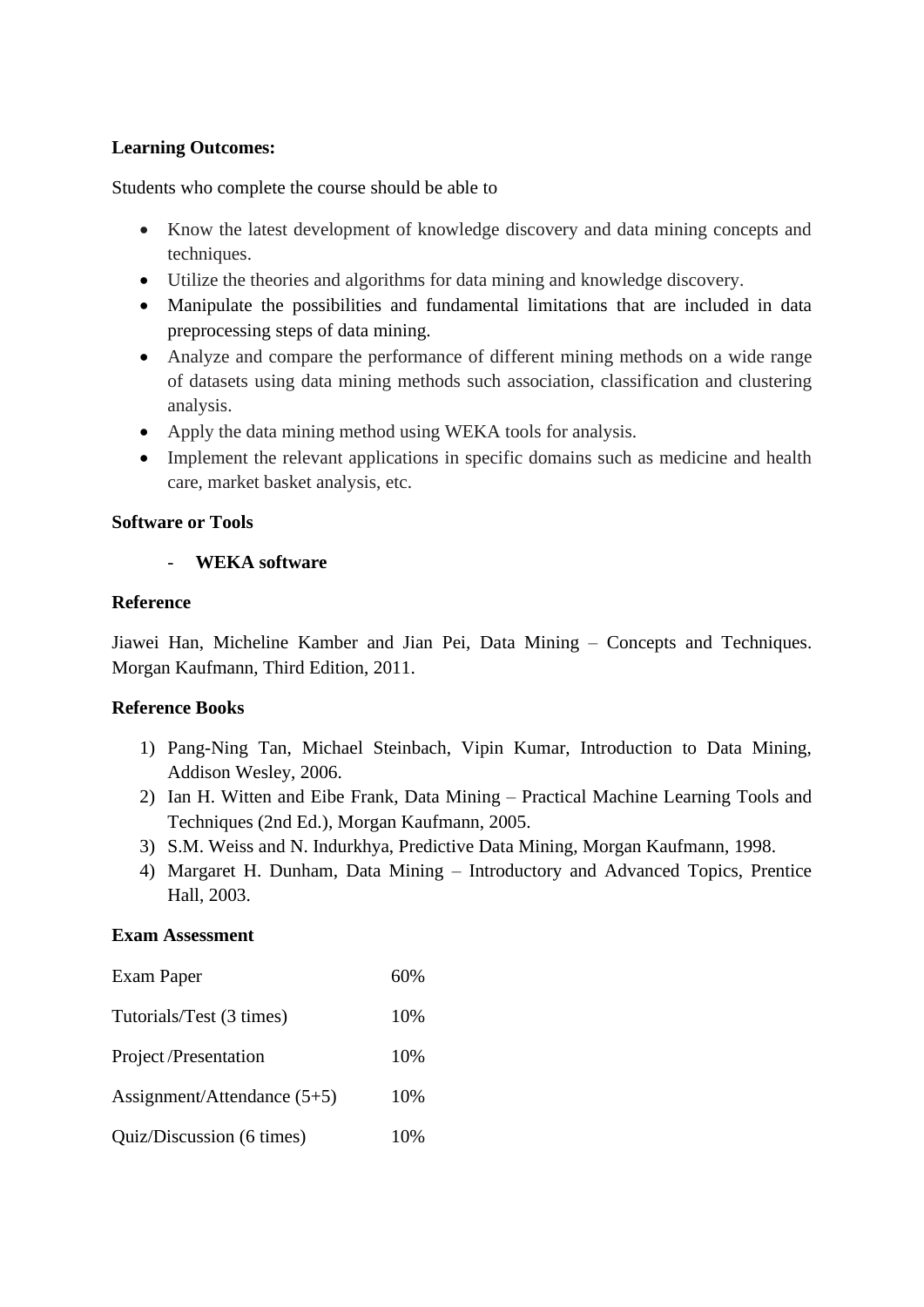**Learning Outcomes:**

Students who complete the course should be able to

- Know the latest development of knowledge discovery and data mining concepts and techniques.
- Utilize the theories and algorithms for data mining and knowledge discovery.
- Manipulate the possibilities and fundamental limitations that are included in data preprocessing steps of data mining.
- Analyze and compare the performance of different mining methods on a wide range of datasets using data mining methods such association, classification and clustering analysis.
- Apply the data mining method using WEKA tools for analysis.
- Implement the relevant applications in specific domains such as medicine and health care, market basket analysis, etc.

**Software or Tools**

- **WEKA software**

**Reference**

Jiawei Han, Micheline Kamber and Jian Pei, Data Mining – Concepts and Techniques. Morgan Kaufmann, Third Edition, 2011.

**Reference Books**

1) Pang-Ning Tan, Michael Steinbach, Vipin Kumar, Introduction to Data Mining, Addison Wesley, 2006.
2) Ian H. Witten and Eibe Frank, Data Mining – Practical Machine Learning Tools and Techniques (2nd Ed.), Morgan Kaufmann, 2005.
3) S.M. Weiss and N. Indurkhya, Predictive Data Mining, Morgan Kaufmann, 1998.
4) Margaret H. Dunham, Data Mining – Introductory and Advanced Topics, Prentice Hall, 2003.

**Exam Assessment**

| | |
|---|---|
| Exam Paper | 60% |
| Tutorials/Test (3 times) | 10% |
| Project /Presentation | 10% |
| Assignment/Attendance (5+5) | 10% |
| Quiz/Discussion (6 times) | 10% |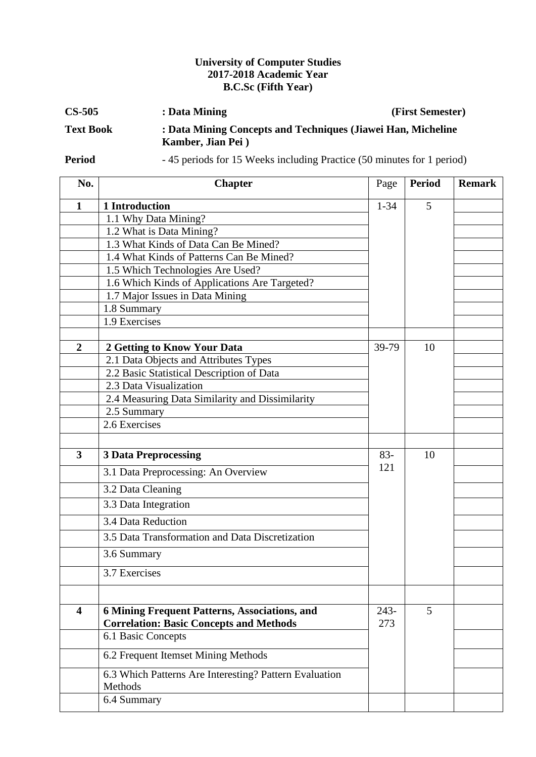**University of Computer Studies**
**2017-2018 Academic Year**
**B.C.Sc (Fifth Year)**

**CS-505** **: Data Mining** **(First Semester)**

**Text Book** **: Data Mining Concepts and Techniques (Jiawei Han, Micheline Kamber, Jian Pei )**

**Period** - 45 periods for 15 Weeks including Practice (50 minutes for 1 period)

| No. | Chapter | Page | Period | Remark |
|---|---|---|---|---|
| **1** | **1 Introduction** | 1-34 | 5 | |
| | 1.1 Why Data Mining? | | | |
| | 1.2 What is Data Mining? | | | |
| | 1.3 What Kinds of Data Can Be Mined? | | | |
| | 1.4 What Kinds of Patterns Can Be Mined? | | | |
| | 1.5 Which Technologies Are Used? | | | |
| | 1.6 Which Kinds of Applications Are Targeted? | | | |
| | 1.7 Major Issues in Data Mining | | | |
| | 1.8 Summary | | | |
| | 1.9 Exercises | | | |
| | | | | |
| **2** | **2 Getting to Know Your Data** | 39-79 | 10 | |
| | 2.1 Data Objects and Attributes Types | | | |
| | 2.2 Basic Statistical Description of Data | | | |
| | 2.3 Data Visualization | | | |
| | 2.4 Measuring Data Similarity and Dissimilarity | | | |
| | 2.5 Summary | | | |
| | 2.6 Exercises | | | |
| | | | | |
| **3** | **3 Data Preprocessing** | 83-121 | 10 | |
| | 3.1 Data Preprocessing: An Overview | | | |
| | 3.2 Data Cleaning | | | |
| | 3.3 Data Integration | | | |
| | 3.4 Data Reduction | | | |
| | 3.5 Data Transformation and Data Discretization | | | |
| | 3.6 Summary | | | |
| | 3.7 Exercises | | | |
| | | | | |
| **4** | **6 Mining Frequent Patterns, Associations, and Correlation: Basic Concepts and Methods** | 243-273 | 5 | |
| | 6.1 Basic Concepts | | | |
| | 6.2 Frequent Itemset Mining Methods | | | |
| | 6.3 Which Patterns Are Interesting? Pattern Evaluation Methods | | | |
| | 6.4 Summary | | | |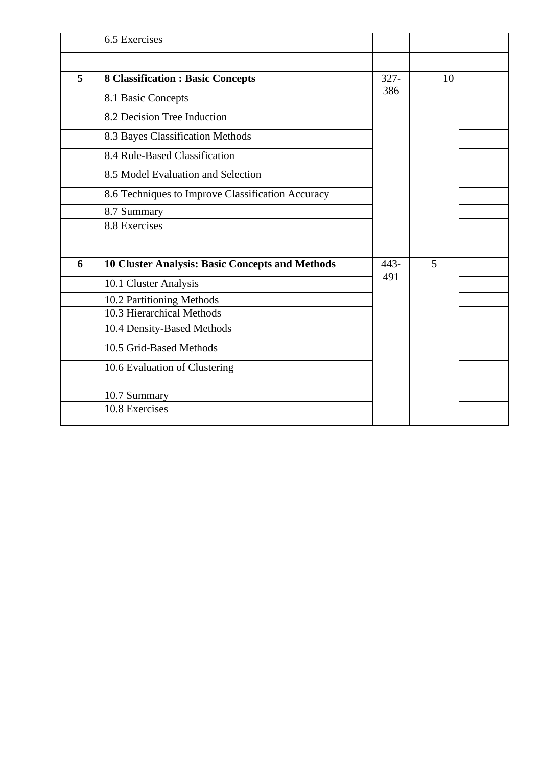| | | | | |
|---|---|---|---|---|
| | 6.5 Exercises | | | |
| | | | | |
| **5** | **8 Classification : Basic Concepts** | 327-386 | 10 | |
| | 8.1 Basic Concepts | | | |
| | 8.2 Decision Tree Induction | | | |
| | 8.3 Bayes Classification Methods | | | |
| | 8.4 Rule-Based Classification | | | |
| | 8.5 Model Evaluation and Selection | | | |
| | 8.6 Techniques to Improve Classification Accuracy | | | |
| | 8.7 Summary | | | |
| | 8.8 Exercises | | | |
| | | | | |
| **6** | **10 Cluster Analysis: Basic Concepts and Methods** | 443-491 | 5 | |
| | 10.1 Cluster Analysis | | | |
| | 10.2 Partitioning Methods | | | |
| | 10.3 Hierarchical Methods | | | |
| | 10.4 Density-Based Methods | | | |
| | 10.5 Grid-Based Methods | | | |
| | 10.6 Evaluation of Clustering | | | |
| | 10.7 Summary | | | |
| | 10.8 Exercises | | | |